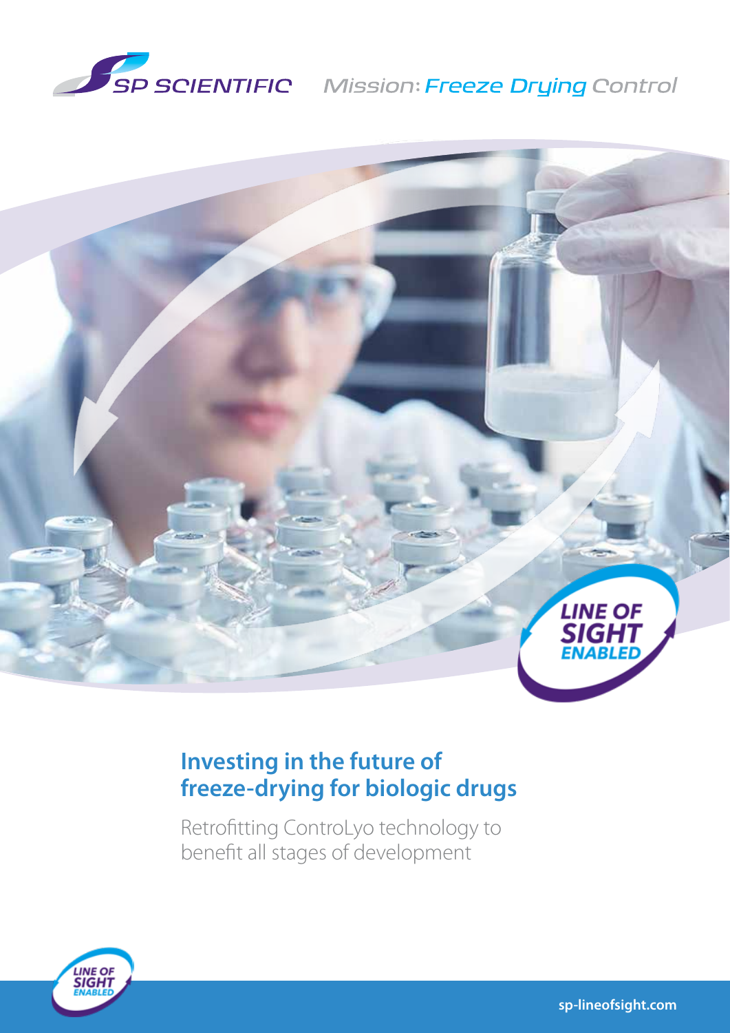SP SCIENTIFIC Mission: Freeze Drying Control

LINE OF SIGHT ENABLED

# Investing in the future of freeze-drying for biologic drugs

Retrofitting ControLyo technology to benefit all stages of development

sp-lineofsight.com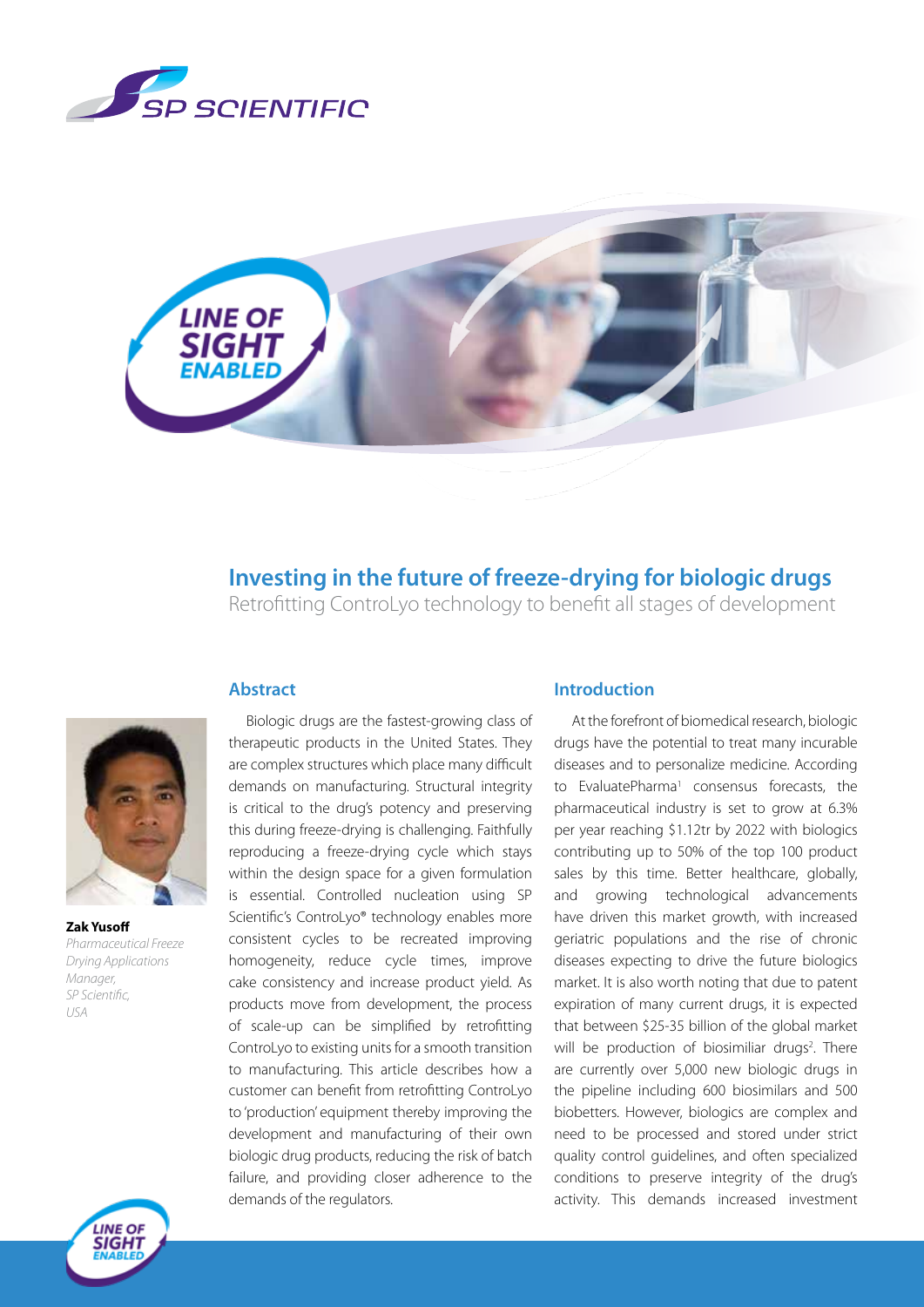# Investing in the future of freeze-drying for biologic drugs

Retrofitting ControLyo technology to benefit all stages of development

**Zak Yusoff**
*Pharmaceutical Freeze Drying Applications Manager, SP Scientific, USA*

## Abstract

Biologic drugs are the fastest-growing class of therapeutic products in the United States. They are complex structures which place many difficult demands on manufacturing. Structural integrity is critical to the drug's potency and preserving this during freeze-drying is challenging. Faithfully reproducing a freeze-drying cycle which stays within the design space for a given formulation is essential. Controlled nucleation using SP Scientific's ControLyo® technology enables more consistent cycles to be recreated improving homogeneity, reduce cycle times, improve cake consistency and increase product yield. As products move from development, the process of scale-up can be simplified by retrofitting ControLyo to existing units for a smooth transition to manufacturing. This article describes how a customer can benefit from retrofitting ControLyo to 'production' equipment thereby improving the development and manufacturing of their own biologic drug products, reducing the risk of batch failure, and providing closer adherence to the demands of the regulators.

## Introduction

At the forefront of biomedical research, biologic drugs have the potential to treat many incurable diseases and to personalize medicine. According to EvaluatePharma[1] consensus forecasts, the pharmaceutical industry is set to grow at 6.3% per year reaching $1.12tr by 2022 with biologics contributing up to 50% of the top 100 product sales by this time. Better healthcare, globally, and growing technological advancements have driven this market growth, with increased geriatric populations and the rise of chronic diseases expecting to drive the future biologics market. It is also worth noting that due to patent expiration of many current drugs, it is expected that between $25-35 billion of the global market will be production of biosimiliar drugs[2]. There are currently over 5,000 new biologic drugs in the pipeline including 600 biosimilars and 500 biobetters. However, biologics are complex and need to be processed and stored under strict quality control guidelines, and often specialized conditions to preserve integrity of the drug's activity. This demands increased investment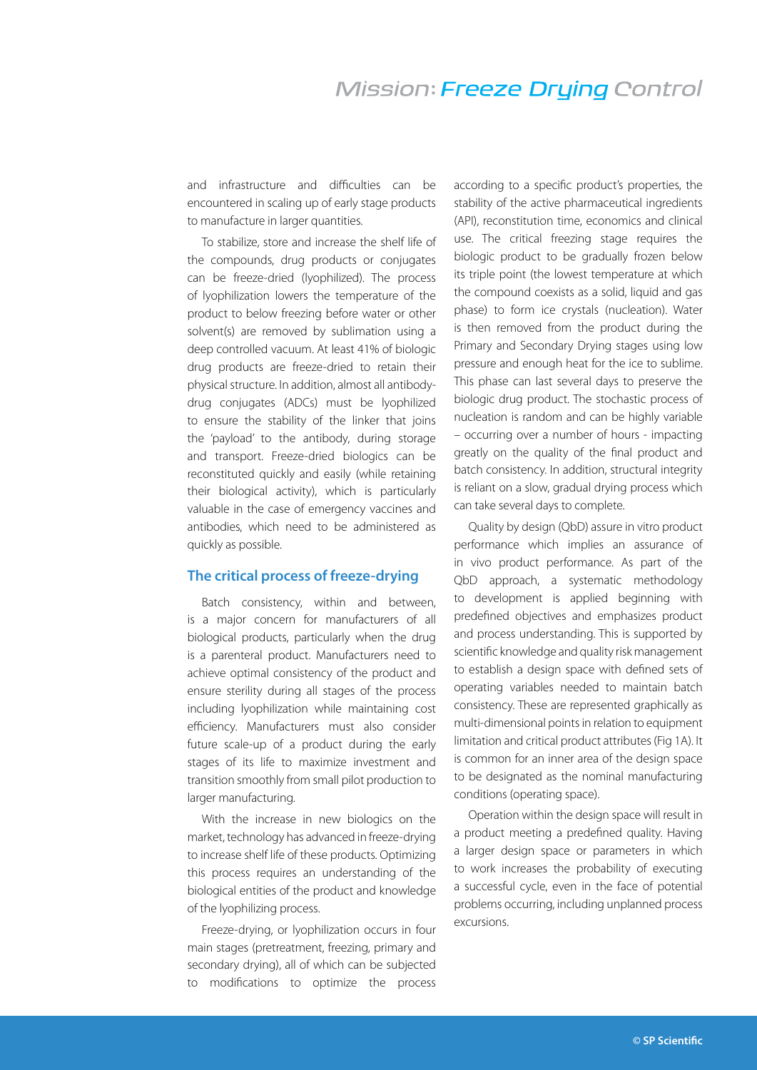and infrastructure and difficulties can be encountered in scaling up of early stage products to manufacture in larger quantities.

To stabilize, store and increase the shelf life of the compounds, drug products or conjugates can be freeze-dried (lyophilized). The process of lyophilization lowers the temperature of the product to below freezing before water or other solvent(s) are removed by sublimation using a deep controlled vacuum. At least 41% of biologic drug products are freeze-dried to retain their physical structure. In addition, almost all antibody-drug conjugates (ADCs) must be lyophilized to ensure the stability of the linker that joins the 'payload' to the antibody, during storage and transport. Freeze-dried biologics can be reconstituted quickly and easily (while retaining their biological activity), which is particularly valuable in the case of emergency vaccines and antibodies, which need to be administered as quickly as possible.

## The critical process of freeze-drying

Batch consistency, within and between, is a major concern for manufacturers of all biological products, particularly when the drug is a parenteral product. Manufacturers need to achieve optimal consistency of the product and ensure sterility during all stages of the process including lyophilization while maintaining cost efficiency. Manufacturers must also consider future scale-up of a product during the early stages of its life to maximize investment and transition smoothly from small pilot production to larger manufacturing.

With the increase in new biologics on the market, technology has advanced in freeze-drying to increase shelf life of these products. Optimizing this process requires an understanding of the biological entities of the product and knowledge of the lyophilizing process.

Freeze-drying, or lyophilization occurs in four main stages (pretreatment, freezing, primary and secondary drying), all of which can be subjected to modifications to optimize the process according to a specific product's properties, the stability of the active pharmaceutical ingredients (API), reconstitution time, economics and clinical use. The critical freezing stage requires the biologic product to be gradually frozen below its triple point (the lowest temperature at which the compound coexists as a solid, liquid and gas phase) to form ice crystals (nucleation). Water is then removed from the product during the Primary and Secondary Drying stages using low pressure and enough heat for the ice to sublime. This phase can last several days to preserve the biologic drug product. The stochastic process of nucleation is random and can be highly variable – occurring over a number of hours - impacting greatly on the quality of the final product and batch consistency. In addition, structural integrity is reliant on a slow, gradual drying process which can take several days to complete.

Quality by design (QbD) assure in vitro product performance which implies an assurance of in vivo product performance. As part of the QbD approach, a systematic methodology to development is applied beginning with predefined objectives and emphasizes product and process understanding. This is supported by scientific knowledge and quality risk management to establish a design space with defined sets of operating variables needed to maintain batch consistency. These are represented graphically as multi-dimensional points in relation to equipment limitation and critical product attributes (Fig 1A). It is common for an inner area of the design space to be designated as the nominal manufacturing conditions (operating space).

Operation within the design space will result in a product meeting a predefined quality. Having a larger design space or parameters in which to work increases the probability of executing a successful cycle, even in the face of potential problems occurring, including unplanned process excursions.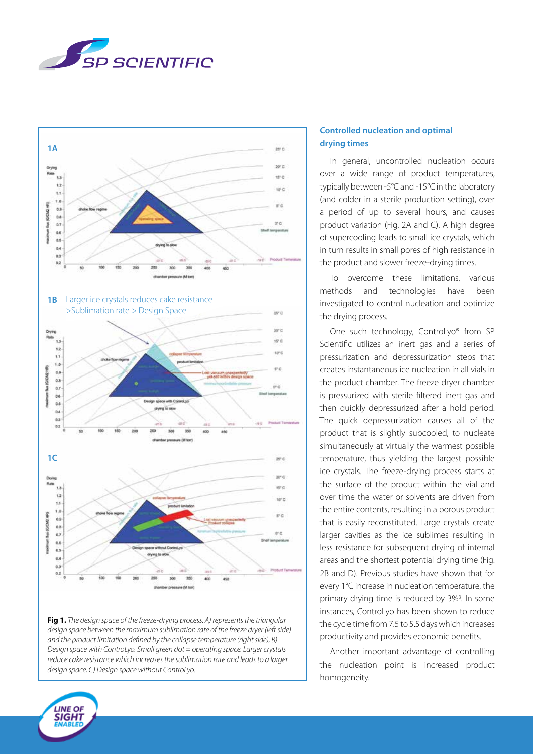**1A**

**1B** Larger ice crystals reduces cake resistance >Sublimation rate > Design Space

**1C**

**Fig 1.** *The design space of the freeze-drying process. A) represents the triangular design space between the maximum sublimation rate of the freeze dryer (left side) and the product limitation defined by the collapse temperature (right side), B) Design space with ControLyo. Small green dot = operating space. Larger crystals reduce cake resistance which increases the sublimation rate and leads to a larger design space, C) Design space without ControLyo.*

## Controlled nucleation and optimal drying times

In general, uncontrolled nucleation occurs over a wide range of product temperatures, typically between -5°C and -15°C in the laboratory (and colder in a sterile production setting), over a period of up to several hours, and causes product variation (Fig. 2A and C). A high degree of supercooling leads to small ice crystals, which in turn results in small pores of high resistance in the product and slower freeze-drying times.

To overcome these limitations, various methods and technologies have been investigated to control nucleation and optimize the drying process.

One such technology, ControLyo® from SP Scientific utilizes an inert gas and a series of pressurization and depressurization steps that creates instantaneous ice nucleation in all vials in the product chamber. The freeze dryer chamber is pressurized with sterile filtered inert gas and then quickly depressurized after a hold period. The quick depressurization causes all of the product that is slightly subcooled, to nucleate simultaneously at virtually the warmest possible temperature, thus yielding the largest possible ice crystals. The freeze-drying process starts at the surface of the product within the vial and over time the water or solvents are driven from the entire contents, resulting in a porous product that is easily reconstituted. Large crystals create larger cavities as the ice sublimes resulting in less resistance for subsequent drying of internal areas and the shortest potential drying time (Fig. 2B and D). Previous studies have shown that for every 1°C increase in nucleation temperature, the primary drying time is reduced by 3%[3]. In some instances, ControLyo has been shown to reduce the cycle time from 7.5 to 5.5 days which increases productivity and provides economic benefits.

Another important advantage of controlling the nucleation point is increased product homogeneity.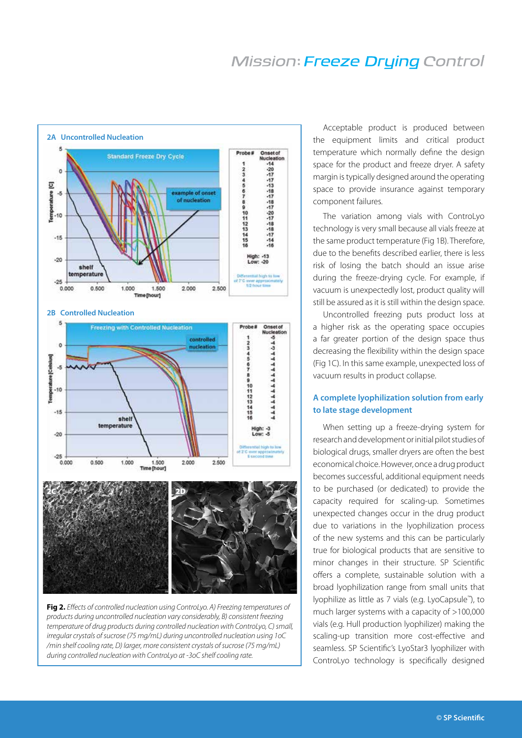**Fig 2.** *Effects of controlled nucleation using ControLyo. A) Freezing temperatures of products during uncontrolled nucleation vary considerably, B) consistent freezing temperature of drug products during controlled nucleation with ControLyo, C) small, irregular crystals of sucrose (75 mg/mL) during uncontrolled nucleation using 1oC /min shelf cooling rate, D) larger, more consistent crystals of sucrose (75 mg/mL) during controlled nucleation with ControLyo at -3oC shelf cooling rate.*

Acceptable product is produced between the equipment limits and critical product temperature which normally define the design space for the product and freeze dryer. A safety margin is typically designed around the operating space to provide insurance against temporary component failures.

The variation among vials with ControLyo technology is very small because all vials freeze at the same product temperature (Fig 1B). Therefore, due to the benefits described earlier, there is less risk of losing the batch should an issue arise during the freeze-drying cycle. For example, if vacuum is unexpectedly lost, product quality will still be assured as it is still within the design space.

Uncontrolled freezing puts product loss at a higher risk as the operating space occupies a far greater portion of the design space thus decreasing the flexibility within the design space (Fig 1C). In this same example, unexpected loss of vacuum results in product collapse.

### A complete lyophilization solution from early to late stage development

When setting up a freeze-drying system for research and development or initial pilot studies of biological drugs, smaller dryers are often the best economical choice. However, once a drug product becomes successful, additional equipment needs to be purchased (or dedicated) to provide the capacity required for scaling-up. Sometimes unexpected changes occur in the drug product due to variations in the lyophilization process of the new systems and this can be particularly true for biological products that are sensitive to minor changes in their structure. SP Scientific offers a complete, sustainable solution with a broad lyophilization range from small units that lyophilize as little as 7 vials (e.g. LyoCapsule™), to much larger systems with a capacity of >100,000 vials (e.g. Hull production lyophilizer) making the scaling-up transition more cost-effective and seamless. SP Scientific's LyoStar3 lyophilizer with ControLyo technology is specifically designed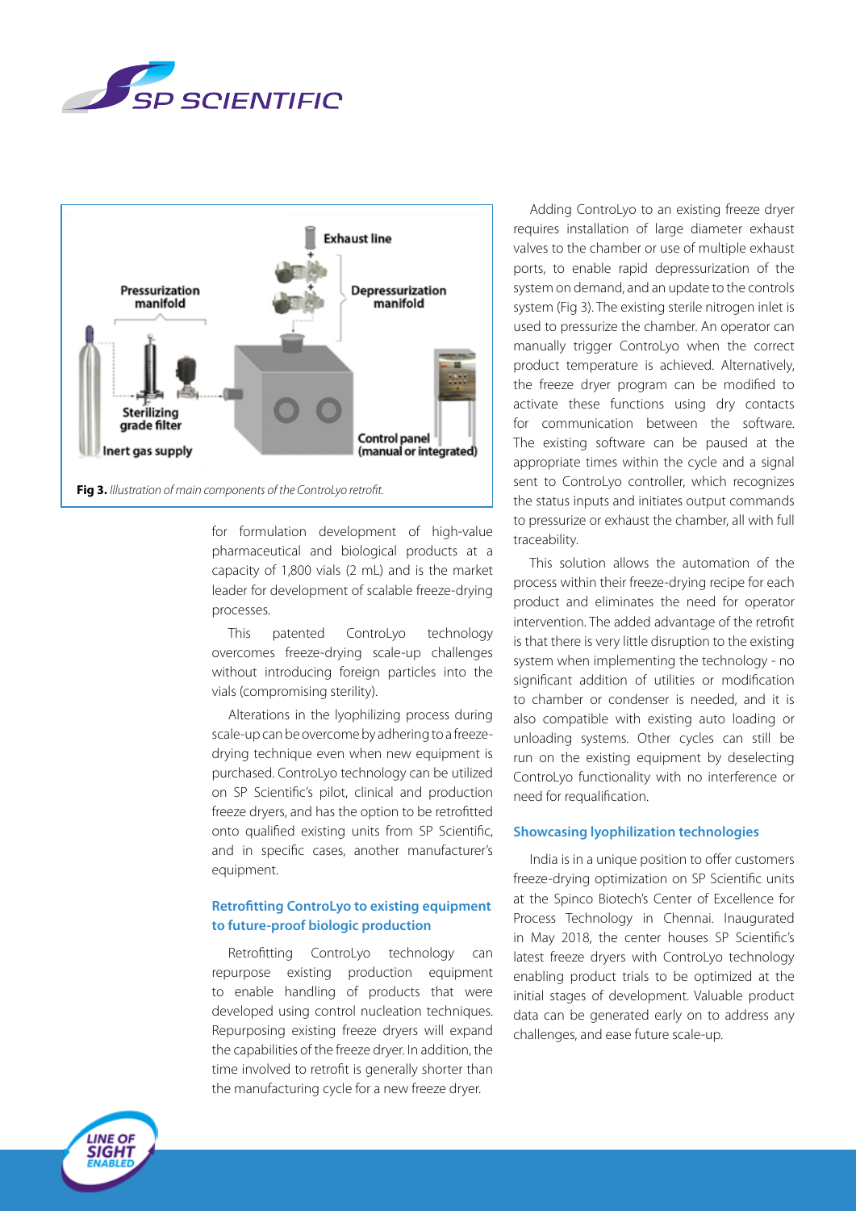**Fig 3.** *Illustration of main components of the ControLyo retrofit.*

for formulation development of high-value pharmaceutical and biological products at a capacity of 1,800 vials (2 mL) and is the market leader for development of scalable freeze-drying processes.

This patented ControLyo technology overcomes freeze-drying scale-up challenges without introducing foreign particles into the vials (compromising sterility).

Alterations in the lyophilizing process during scale-up can be overcome by adhering to a freeze-drying technique even when new equipment is purchased. ControLyo technology can be utilized on SP Scientific's pilot, clinical and production freeze dryers, and has the option to be retrofitted onto qualified existing units from SP Scientific, and in specific cases, another manufacturer's equipment.

### Retrofitting ControLyo to existing equipment to future-proof biologic production

Retrofitting ControLyo technology can repurpose existing production equipment to enable handling of products that were developed using control nucleation techniques. Repurposing existing freeze dryers will expand the capabilities of the freeze dryer. In addition, the time involved to retrofit is generally shorter than the manufacturing cycle for a new freeze dryer.

Adding ControLyo to an existing freeze dryer requires installation of large diameter exhaust valves to the chamber or use of multiple exhaust ports, to enable rapid depressurization of the system on demand, and an update to the controls system (Fig 3). The existing sterile nitrogen inlet is used to pressurize the chamber. An operator can manually trigger ControLyo when the correct product temperature is achieved. Alternatively, the freeze dryer program can be modified to activate these functions using dry contacts for communication between the software. The existing software can be paused at the appropriate times within the cycle and a signal sent to ControLyo controller, which recognizes the status inputs and initiates output commands to pressurize or exhaust the chamber, all with full traceability.

This solution allows the automation of the process within their freeze-drying recipe for each product and eliminates the need for operator intervention. The added advantage of the retrofit is that there is very little disruption to the existing system when implementing the technology - no significant addition of utilities or modification to chamber or condenser is needed, and it is also compatible with existing auto loading or unloading systems. Other cycles can still be run on the existing equipment by deselecting ControLyo functionality with no interference or need for requalification.

### Showcasing lyophilization technologies

India is in a unique position to offer customers freeze-drying optimization on SP Scientific units at the Spinco Biotech's Center of Excellence for Process Technology in Chennai. Inaugurated in May 2018, the center houses SP Scientific's latest freeze dryers with ControLyo technology enabling product trials to be optimized at the initial stages of development. Valuable product data can be generated early on to address any challenges, and ease future scale-up.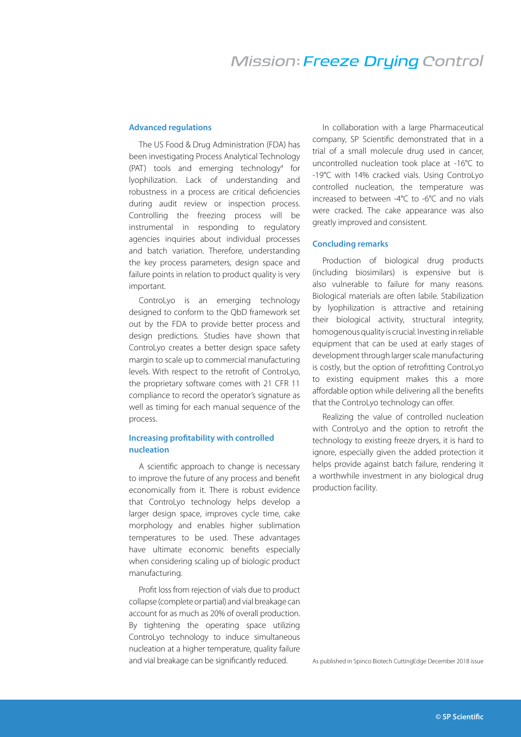## Advanced regulations

The US Food & Drug Administration (FDA) has been investigating Process Analytical Technology (PAT) tools and emerging technology[4] for lyophilization. Lack of understanding and robustness in a process are critical deficiencies during audit review or inspection process. Controlling the freezing process will be instrumental in responding to regulatory agencies inquiries about individual processes and batch variation. Therefore, understanding the key process parameters, design space and failure points in relation to product quality is very important.

ControLyo is an emerging technology designed to conform to the QbD framework set out by the FDA to provide better process and design predictions. Studies have shown that ControLyo creates a better design space safety margin to scale up to commercial manufacturing levels. With respect to the retrofit of ControLyo, the proprietary software comes with 21 CFR 11 compliance to record the operator's signature as well as timing for each manual sequence of the process.

## Increasing profitability with controlled nucleation

A scientific approach to change is necessary to improve the future of any process and benefit economically from it. There is robust evidence that ControLyo technology helps develop a larger design space, improves cycle time, cake morphology and enables higher sublimation temperatures to be used. These advantages have ultimate economic benefits especially when considering scaling up of biologic product manufacturing.

Profit loss from rejection of vials due to product collapse (complete or partial) and vial breakage can account for as much as 20% of overall production. By tightening the operating space utilizing ControLyo technology to induce simultaneous nucleation at a higher temperature, quality failure and vial breakage can be significantly reduced.

In collaboration with a large Pharmaceutical company, SP Scientific demonstrated that in a trial of a small molecule drug used in cancer, uncontrolled nucleation took place at -16°C to -19°C with 14% cracked vials. Using ControLyo controlled nucleation, the temperature was increased to between -4°C to -6°C and no vials were cracked. The cake appearance was also greatly improved and consistent.

## Concluding remarks

Production of biological drug products (including biosimilars) is expensive but is also vulnerable to failure for many reasons. Biological materials are often labile. Stabilization by lyophilization is attractive and retaining their biological activity, structural integrity, homogenous quality is crucial. Investing in reliable equipment that can be used at early stages of development through larger scale manufacturing is costly, but the option of retrofitting ControLyo to existing equipment makes this a more affordable option while delivering all the benefits that the ControLyo technology can offer.

Realizing the value of controlled nucleation with ControLyo and the option to retrofit the technology to existing freeze dryers, it is hard to ignore, especially given the added protection it helps provide against batch failure, rendering it a worthwhile investment in any biological drug production facility.

As published in Spinco Biotech CuttingEdge December 2018 issue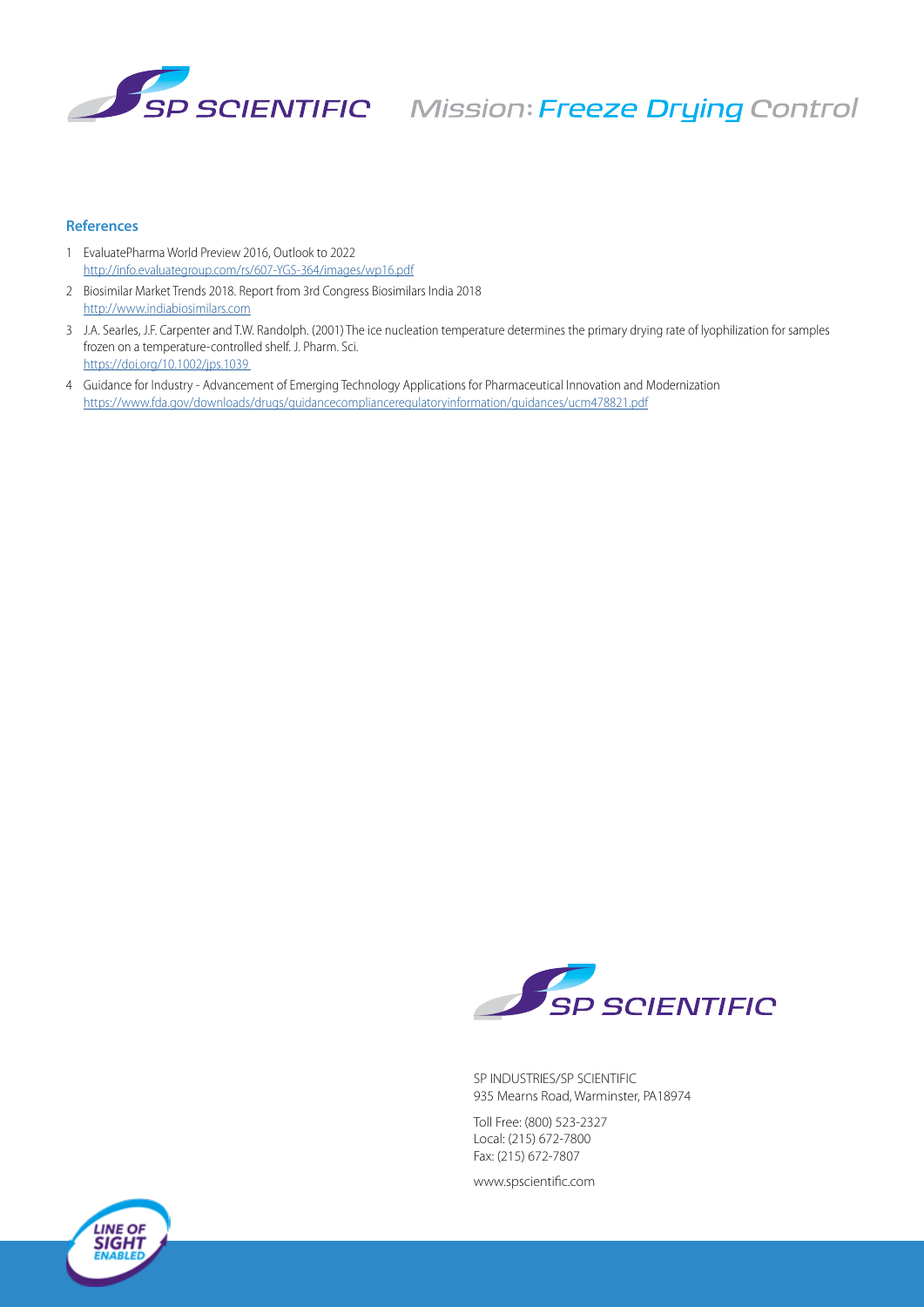## References

1. EvaluatePharma World Preview 2016, Outlook to 2022
   http://info.evaluategroup.com/rs/607-YGS-364/images/wp16.pdf
2. Biosimilar Market Trends 2018. Report from 3rd Congress Biosimilars India 2018
   http://www.indiabiosimilars.com
3. J.A. Searles, J.F. Carpenter and T.W. Randolph. (2001) The ice nucleation temperature determines the primary drying rate of lyophilization for samples frozen on a temperature-controlled shelf. J. Pharm. Sci.
   https://doi.org/10.1002/jps.1039
4. Guidance for Industry - Advancement of Emerging Technology Applications for Pharmaceutical Innovation and Modernization
   https://www.fda.gov/downloads/drugs/guidancecomplianceregulatoryinformation/guidances/ucm478821.pdf

SP INDUSTRIES/SP SCIENTIFIC
935 Mearns Road, Warminster, PA18974

Toll Free: (800) 523-2327
Local: (215) 672-7800
Fax: (215) 672-7807

www.spscientific.com